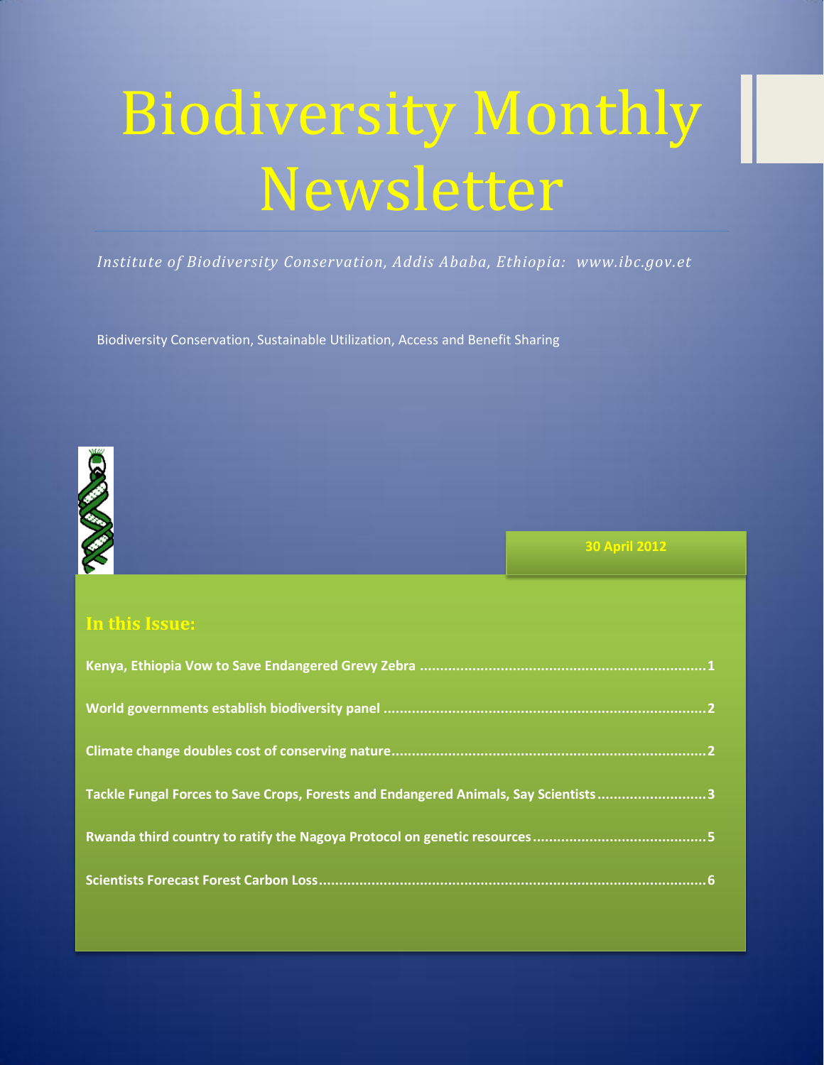# Biodiversity Monthly Newsletter

*Institute of Biodiversity Conservation, Addis Ababa, Ethiopia: www.ibc.gov.et*

Biodiversity Conservation, Sustainable Utilization, Access and Benefit Sharing

**30 April 2012**

## In this Issue:

**Kenya, Ethiopia Vow to Save Endangered Grevy Zebra ..................... 1**

**World governments establish biodiversity panel ..................... 2**

**Climate change doubles cost of conserving nature..................... 2**

**Tackle Fungal Forces to Save Crops, Forests and Endangered Animals, Say Scientists..................... 3**

**Rwanda third country to ratify the Nagoya Protocol on genetic resources..................... 5**

**Scientists Forecast Forest Carbon Loss..................... 6**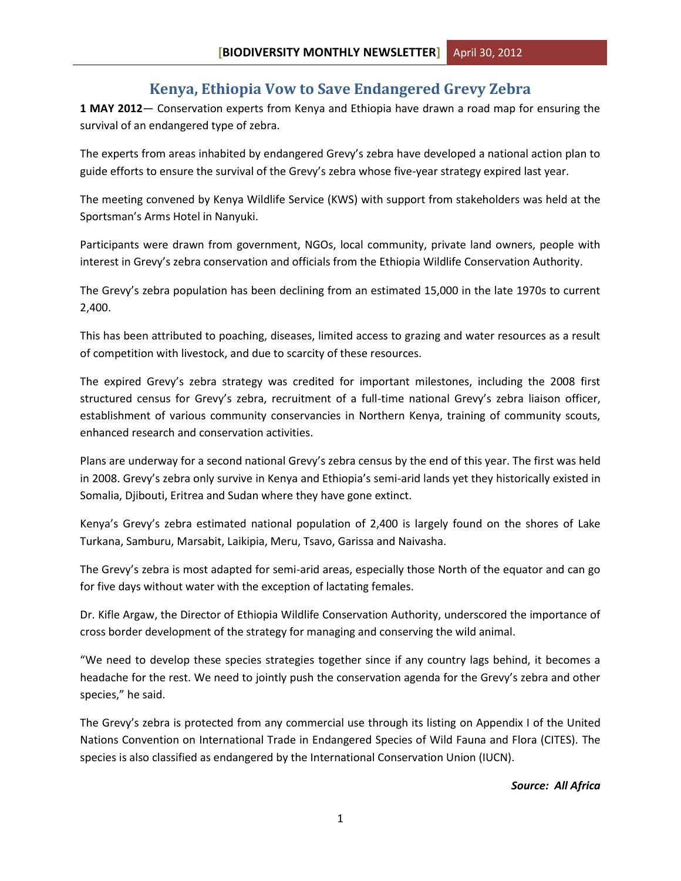# Kenya, Ethiopia Vow to Save Endangered Grevy Zebra

**1 MAY 2012**— Conservation experts from Kenya and Ethiopia have drawn a road map for ensuring the survival of an endangered type of zebra.

The experts from areas inhabited by endangered Grevy's zebra have developed a national action plan to guide efforts to ensure the survival of the Grevy's zebra whose five-year strategy expired last year.

The meeting convened by Kenya Wildlife Service (KWS) with support from stakeholders was held at the Sportsman's Arms Hotel in Nanyuki.

Participants were drawn from government, NGOs, local community, private land owners, people with interest in Grevy's zebra conservation and officials from the Ethiopia Wildlife Conservation Authority.

The Grevy's zebra population has been declining from an estimated 15,000 in the late 1970s to current 2,400.

This has been attributed to poaching, diseases, limited access to grazing and water resources as a result of competition with livestock, and due to scarcity of these resources.

The expired Grevy's zebra strategy was credited for important milestones, including the 2008 first structured census for Grevy's zebra, recruitment of a full-time national Grevy's zebra liaison officer, establishment of various community conservancies in Northern Kenya, training of community scouts, enhanced research and conservation activities.

Plans are underway for a second national Grevy's zebra census by the end of this year. The first was held in 2008. Grevy's zebra only survive in Kenya and Ethiopia's semi-arid lands yet they historically existed in Somalia, Djibouti, Eritrea and Sudan where they have gone extinct.

Kenya's Grevy's zebra estimated national population of 2,400 is largely found on the shores of Lake Turkana, Samburu, Marsabit, Laikipia, Meru, Tsavo, Garissa and Naivasha.

The Grevy's zebra is most adapted for semi-arid areas, especially those North of the equator and can go for five days without water with the exception of lactating females.

Dr. Kifle Argaw, the Director of Ethiopia Wildlife Conservation Authority, underscored the importance of cross border development of the strategy for managing and conserving the wild animal.

"We need to develop these species strategies together since if any country lags behind, it becomes a headache for the rest. We need to jointly push the conservation agenda for the Grevy's zebra and other species," he said.

The Grevy's zebra is protected from any commercial use through its listing on Appendix I of the United Nations Convention on International Trade in Endangered Species of Wild Fauna and Flora (CITES). The species is also classified as endangered by the International Conservation Union (IUCN).

***Source: All Africa***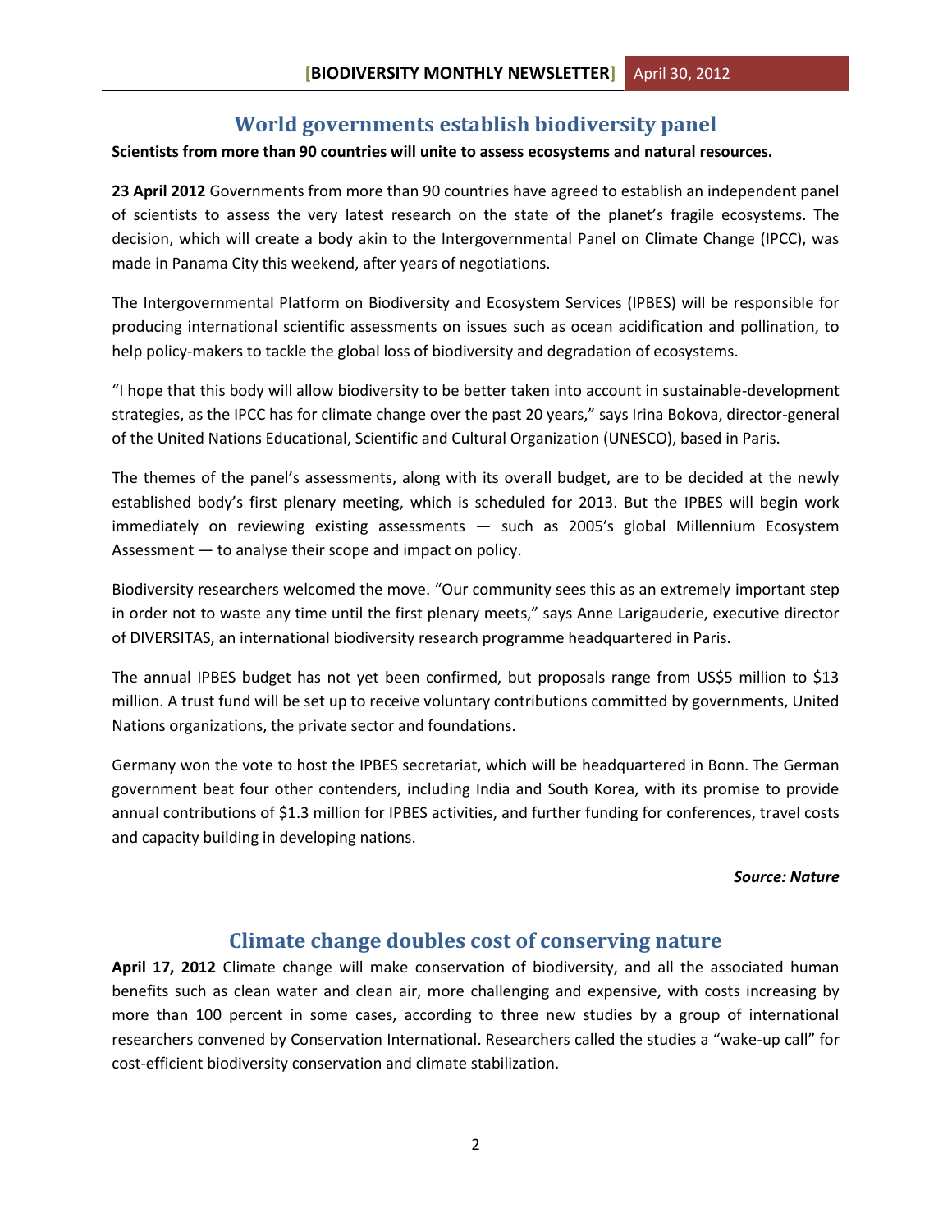## World governments establish biodiversity panel

**Scientists from more than 90 countries will unite to assess ecosystems and natural resources.**

**23 April 2012** Governments from more than 90 countries have agreed to establish an independent panel of scientists to assess the very latest research on the state of the planet's fragile ecosystems. The decision, which will create a body akin to the Intergovernmental Panel on Climate Change (IPCC), was made in Panama City this weekend, after years of negotiations.

The Intergovernmental Platform on Biodiversity and Ecosystem Services (IPBES) will be responsible for producing international scientific assessments on issues such as ocean acidification and pollination, to help policy-makers to tackle the global loss of biodiversity and degradation of ecosystems.

"I hope that this body will allow biodiversity to be better taken into account in sustainable-development strategies, as the IPCC has for climate change over the past 20 years," says Irina Bokova, director-general of the United Nations Educational, Scientific and Cultural Organization (UNESCO), based in Paris.

The themes of the panel's assessments, along with its overall budget, are to be decided at the newly established body's first plenary meeting, which is scheduled for 2013. But the IPBES will begin work immediately on reviewing existing assessments — such as 2005's global Millennium Ecosystem Assessment — to analyse their scope and impact on policy.

Biodiversity researchers welcomed the move. "Our community sees this as an extremely important step in order not to waste any time until the first plenary meets," says Anne Larigauderie, executive director of DIVERSITAS, an international biodiversity research programme headquartered in Paris.

The annual IPBES budget has not yet been confirmed, but proposals range from US$5 million to $13 million. A trust fund will be set up to receive voluntary contributions committed by governments, United Nations organizations, the private sector and foundations.

Germany won the vote to host the IPBES secretariat, which will be headquartered in Bonn. The German government beat four other contenders, including India and South Korea, with its promise to provide annual contributions of $1.3 million for IPBES activities, and further funding for conferences, travel costs and capacity building in developing nations.

***Source: Nature***

## Climate change doubles cost of conserving nature

**April 17, 2012** Climate change will make conservation of biodiversity, and all the associated human benefits such as clean water and clean air, more challenging and expensive, with costs increasing by more than 100 percent in some cases, according to three new studies by a group of international researchers convened by Conservation International. Researchers called the studies a "wake-up call" for cost-efficient biodiversity conservation and climate stabilization.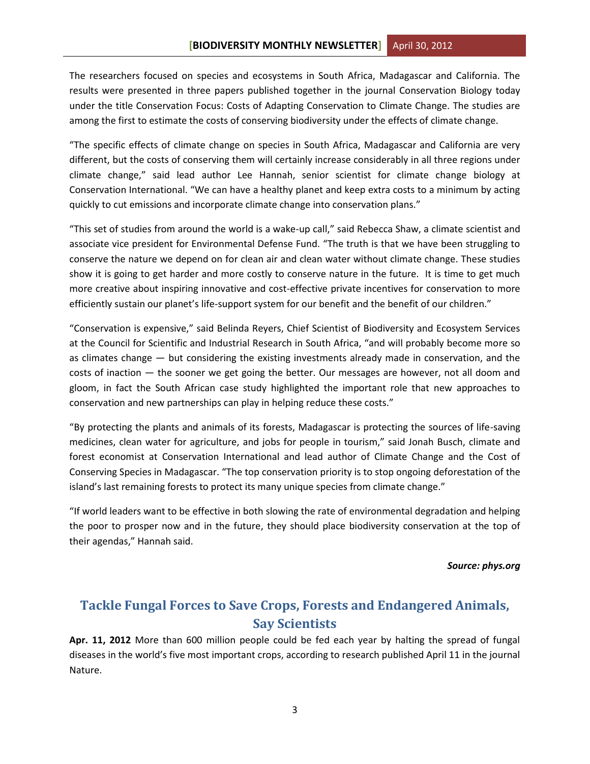The researchers focused on species and ecosystems in South Africa, Madagascar and California. The results were presented in three papers published together in the journal Conservation Biology today under the title Conservation Focus: Costs of Adapting Conservation to Climate Change. The studies are among the first to estimate the costs of conserving biodiversity under the effects of climate change.

"The specific effects of climate change on species in South Africa, Madagascar and California are very different, but the costs of conserving them will certainly increase considerably in all three regions under climate change," said lead author Lee Hannah, senior scientist for climate change biology at Conservation International. "We can have a healthy planet and keep extra costs to a minimum by acting quickly to cut emissions and incorporate climate change into conservation plans."

"This set of studies from around the world is a wake-up call," said Rebecca Shaw, a climate scientist and associate vice president for Environmental Defense Fund. "The truth is that we have been struggling to conserve the nature we depend on for clean air and clean water without climate change. These studies show it is going to get harder and more costly to conserve nature in the future. It is time to get much more creative about inspiring innovative and cost-effective private incentives for conservation to more efficiently sustain our planet's life-support system for our benefit and the benefit of our children."

"Conservation is expensive," said Belinda Reyers, Chief Scientist of Biodiversity and Ecosystem Services at the Council for Scientific and Industrial Research in South Africa, "and will probably become more so as climates change — but considering the existing investments already made in conservation, and the costs of inaction — the sooner we get going the better. Our messages are however, not all doom and gloom, in fact the South African case study highlighted the important role that new approaches to conservation and new partnerships can play in helping reduce these costs."

"By protecting the plants and animals of its forests, Madagascar is protecting the sources of life-saving medicines, clean water for agriculture, and jobs for people in tourism," said Jonah Busch, climate and forest economist at Conservation International and lead author of Climate Change and the Cost of Conserving Species in Madagascar. "The top conservation priority is to stop ongoing deforestation of the island's last remaining forests to protect its many unique species from climate change."

"If world leaders want to be effective in both slowing the rate of environmental degradation and helping the poor to prosper now and in the future, they should place biodiversity conservation at the top of their agendas," Hannah said.

***Source: phys.org***

## Tackle Fungal Forces to Save Crops, Forests and Endangered Animals, Say Scientists

**Apr. 11, 2012** More than 600 million people could be fed each year by halting the spread of fungal diseases in the world's five most important crops, according to research published April 11 in the journal Nature.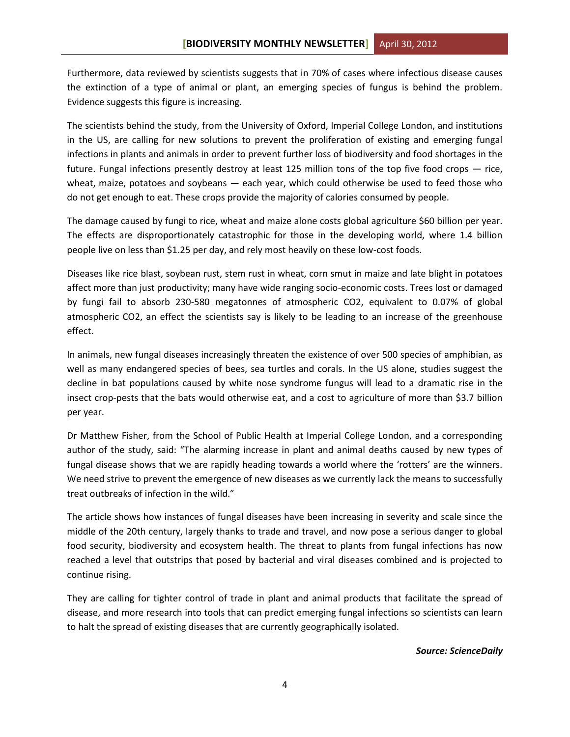Furthermore, data reviewed by scientists suggests that in 70% of cases where infectious disease causes the extinction of a type of animal or plant, an emerging species of fungus is behind the problem. Evidence suggests this figure is increasing.

The scientists behind the study, from the University of Oxford, Imperial College London, and institutions in the US, are calling for new solutions to prevent the proliferation of existing and emerging fungal infections in plants and animals in order to prevent further loss of biodiversity and food shortages in the future. Fungal infections presently destroy at least 125 million tons of the top five food crops — rice, wheat, maize, potatoes and soybeans — each year, which could otherwise be used to feed those who do not get enough to eat. These crops provide the majority of calories consumed by people.

The damage caused by fungi to rice, wheat and maize alone costs global agriculture $60 billion per year. The effects are disproportionately catastrophic for those in the developing world, where 1.4 billion people live on less than $1.25 per day, and rely most heavily on these low-cost foods.

Diseases like rice blast, soybean rust, stem rust in wheat, corn smut in maize and late blight in potatoes affect more than just productivity; many have wide ranging socio-economic costs. Trees lost or damaged by fungi fail to absorb 230-580 megatonnes of atmospheric $CO_2$, equivalent to 0.07% of global atmospheric $CO_2$, an effect the scientists say is likely to be leading to an increase of the greenhouse effect.

In animals, new fungal diseases increasingly threaten the existence of over 500 species of amphibian, as well as many endangered species of bees, sea turtles and corals. In the US alone, studies suggest the decline in bat populations caused by white nose syndrome fungus will lead to a dramatic rise in the insect crop-pests that the bats would otherwise eat, and a cost to agriculture of more than $3.7 billion per year.

Dr Matthew Fisher, from the School of Public Health at Imperial College London, and a corresponding author of the study, said: "The alarming increase in plant and animal deaths caused by new types of fungal disease shows that we are rapidly heading towards a world where the 'rotters' are the winners. We need strive to prevent the emergence of new diseases as we currently lack the means to successfully treat outbreaks of infection in the wild."

The article shows how instances of fungal diseases have been increasing in severity and scale since the middle of the 20th century, largely thanks to trade and travel, and now pose a serious danger to global food security, biodiversity and ecosystem health. The threat to plants from fungal infections has now reached a level that outstrips that posed by bacterial and viral diseases combined and is projected to continue rising.

They are calling for tighter control of trade in plant and animal products that facilitate the spread of disease, and more research into tools that can predict emerging fungal infections so scientists can learn to halt the spread of existing diseases that are currently geographically isolated.

***Source: ScienceDaily***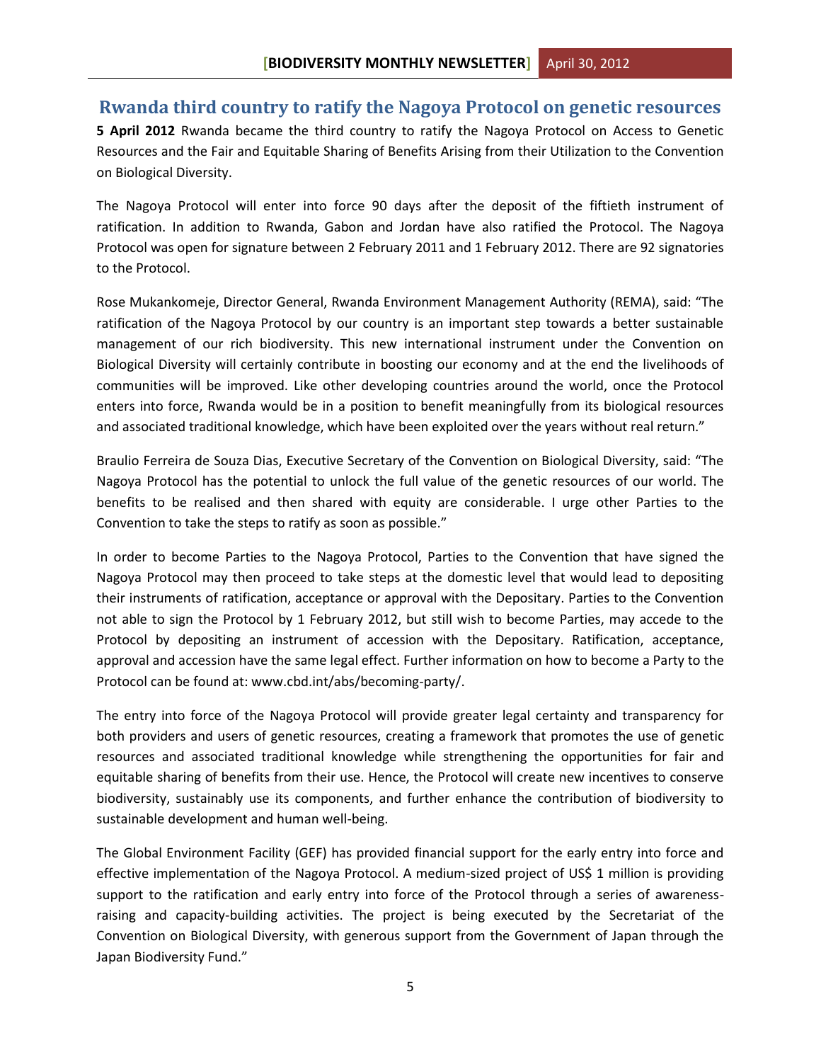## Rwanda third country to ratify the Nagoya Protocol on genetic resources

**5 April 2012** Rwanda became the third country to ratify the Nagoya Protocol on Access to Genetic Resources and the Fair and Equitable Sharing of Benefits Arising from their Utilization to the Convention on Biological Diversity.

The Nagoya Protocol will enter into force 90 days after the deposit of the fiftieth instrument of ratification. In addition to Rwanda, Gabon and Jordan have also ratified the Protocol. The Nagoya Protocol was open for signature between 2 February 2011 and 1 February 2012. There are 92 signatories to the Protocol.

Rose Mukankomeje, Director General, Rwanda Environment Management Authority (REMA), said: "The ratification of the Nagoya Protocol by our country is an important step towards a better sustainable management of our rich biodiversity. This new international instrument under the Convention on Biological Diversity will certainly contribute in boosting our economy and at the end the livelihoods of communities will be improved. Like other developing countries around the world, once the Protocol enters into force, Rwanda would be in a position to benefit meaningfully from its biological resources and associated traditional knowledge, which have been exploited over the years without real return."

Braulio Ferreira de Souza Dias, Executive Secretary of the Convention on Biological Diversity, said: "The Nagoya Protocol has the potential to unlock the full value of the genetic resources of our world. The benefits to be realised and then shared with equity are considerable. I urge other Parties to the Convention to take the steps to ratify as soon as possible."

In order to become Parties to the Nagoya Protocol, Parties to the Convention that have signed the Nagoya Protocol may then proceed to take steps at the domestic level that would lead to depositing their instruments of ratification, acceptance or approval with the Depositary. Parties to the Convention not able to sign the Protocol by 1 February 2012, but still wish to become Parties, may accede to the Protocol by depositing an instrument of accession with the Depositary. Ratification, acceptance, approval and accession have the same legal effect. Further information on how to become a Party to the Protocol can be found at: www.cbd.int/abs/becoming-party/.

The entry into force of the Nagoya Protocol will provide greater legal certainty and transparency for both providers and users of genetic resources, creating a framework that promotes the use of genetic resources and associated traditional knowledge while strengthening the opportunities for fair and equitable sharing of benefits from their use. Hence, the Protocol will create new incentives to conserve biodiversity, sustainably use its components, and further enhance the contribution of biodiversity to sustainable development and human well-being.

The Global Environment Facility (GEF) has provided financial support for the early entry into force and effective implementation of the Nagoya Protocol. A medium-sized project of US$ 1 million is providing support to the ratification and early entry into force of the Protocol through a series of awareness-raising and capacity-building activities. The project is being executed by the Secretariat of the Convention on Biological Diversity, with generous support from the Government of Japan through the Japan Biodiversity Fund."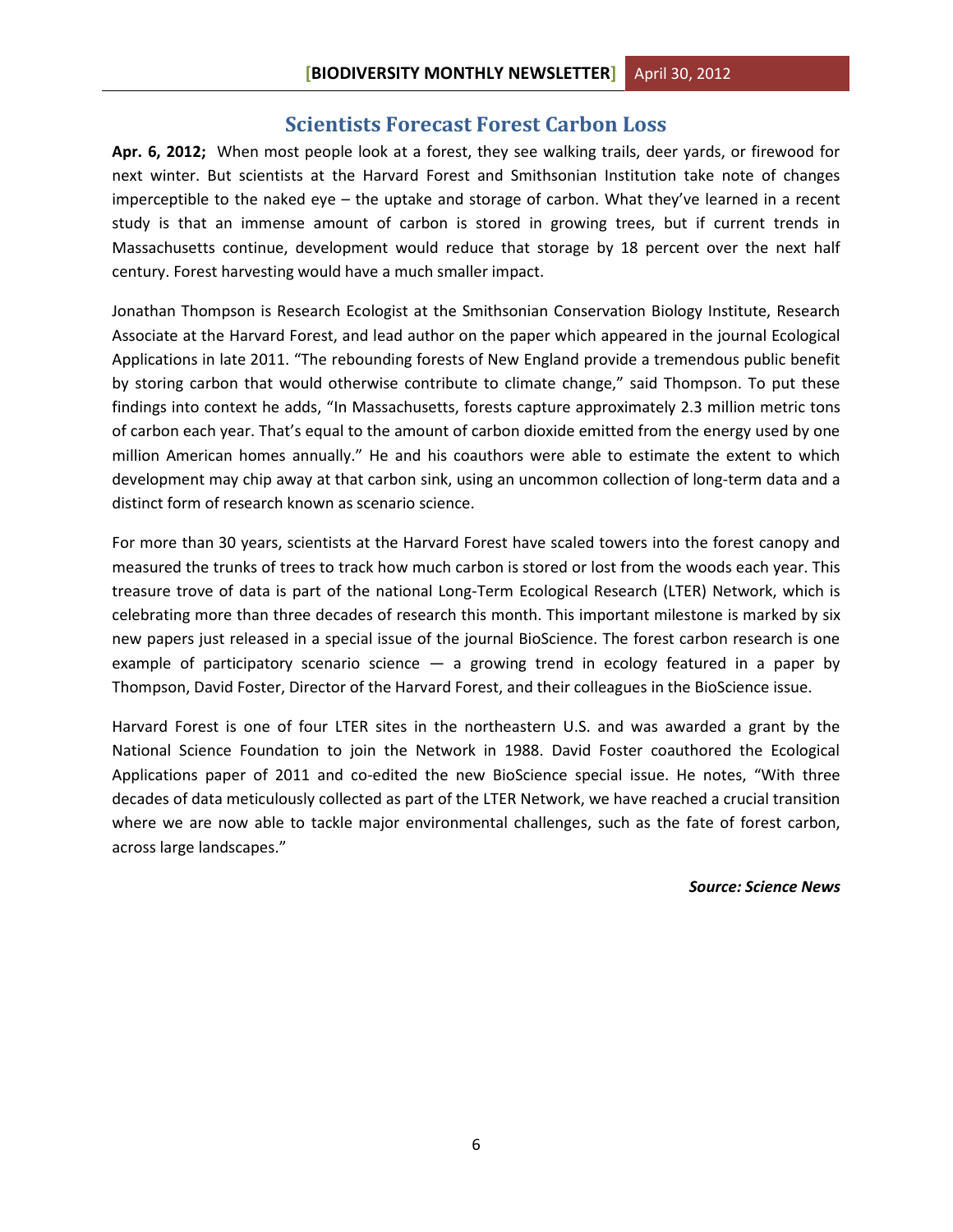## Scientists Forecast Forest Carbon Loss

**Apr. 6, 2012;** When most people look at a forest, they see walking trails, deer yards, or firewood for next winter. But scientists at the Harvard Forest and Smithsonian Institution take note of changes imperceptible to the naked eye – the uptake and storage of carbon. What they've learned in a recent study is that an immense amount of carbon is stored in growing trees, but if current trends in Massachusetts continue, development would reduce that storage by 18 percent over the next half century. Forest harvesting would have a much smaller impact.

Jonathan Thompson is Research Ecologist at the Smithsonian Conservation Biology Institute, Research Associate at the Harvard Forest, and lead author on the paper which appeared in the journal Ecological Applications in late 2011. "The rebounding forests of New England provide a tremendous public benefit by storing carbon that would otherwise contribute to climate change," said Thompson. To put these findings into context he adds, "In Massachusetts, forests capture approximately 2.3 million metric tons of carbon each year. That's equal to the amount of carbon dioxide emitted from the energy used by one million American homes annually." He and his coauthors were able to estimate the extent to which development may chip away at that carbon sink, using an uncommon collection of long-term data and a distinct form of research known as scenario science.

For more than 30 years, scientists at the Harvard Forest have scaled towers into the forest canopy and measured the trunks of trees to track how much carbon is stored or lost from the woods each year. This treasure trove of data is part of the national Long-Term Ecological Research (LTER) Network, which is celebrating more than three decades of research this month. This important milestone is marked by six new papers just released in a special issue of the journal BioScience. The forest carbon research is one example of participatory scenario science — a growing trend in ecology featured in a paper by Thompson, David Foster, Director of the Harvard Forest, and their colleagues in the BioScience issue.

Harvard Forest is one of four LTER sites in the northeastern U.S. and was awarded a grant by the National Science Foundation to join the Network in 1988. David Foster coauthored the Ecological Applications paper of 2011 and co-edited the new BioScience special issue. He notes, "With three decades of data meticulously collected as part of the LTER Network, we have reached a crucial transition where we are now able to tackle major environmental challenges, such as the fate of forest carbon, across large landscapes."

***Source: Science News***